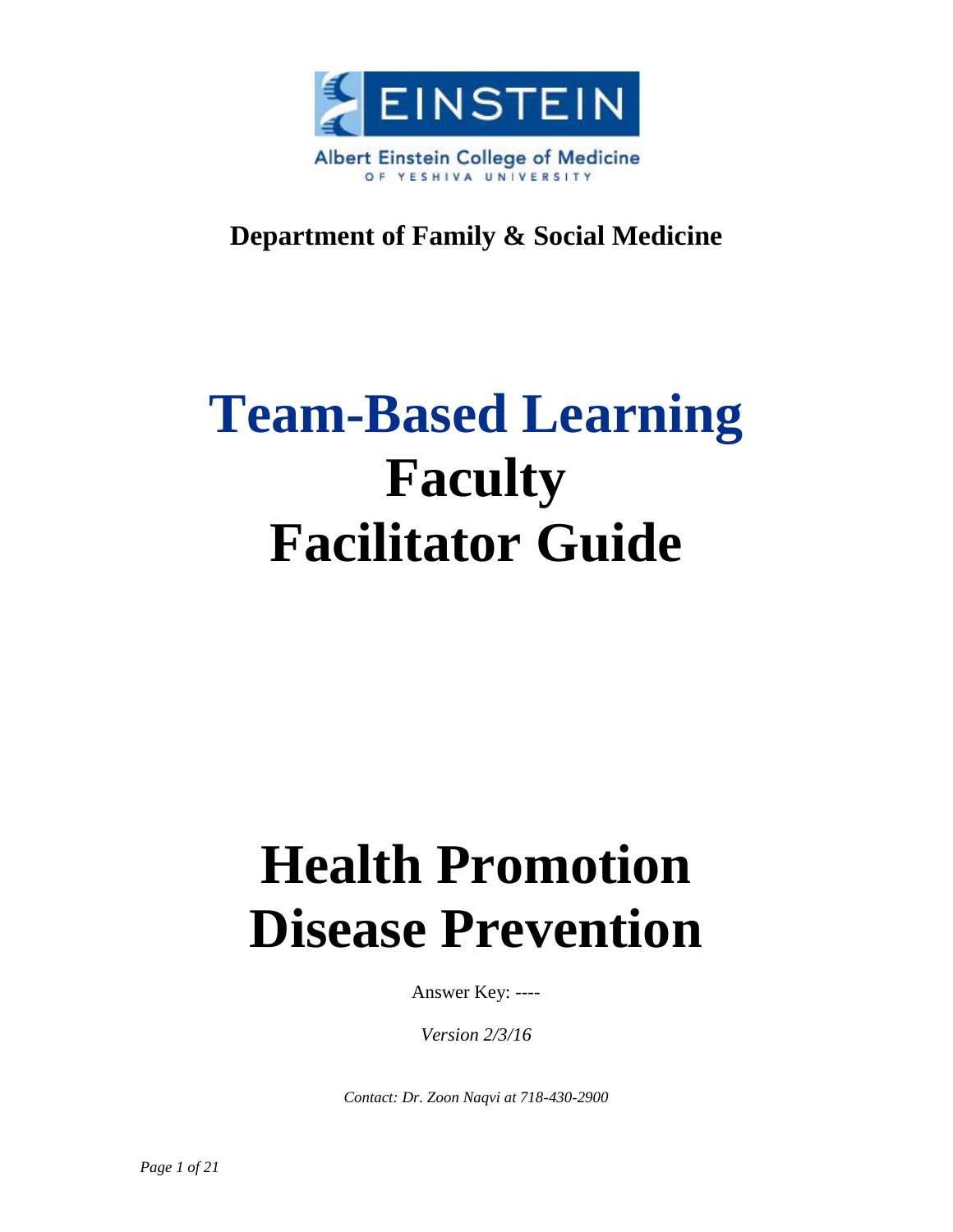EINSTEIN

Albert Einstein College of Medicine
OF YESHIVA UNIVERSITY

**Department of Family & Social Medicine**

# Team-Based Learning
# Faculty
# Facilitator Guide

# Health Promotion
# Disease Prevention

Answer Key: ----

*Version 2/3/16*

*Contact: Dr. Zoon Naqvi at 718-430-2900*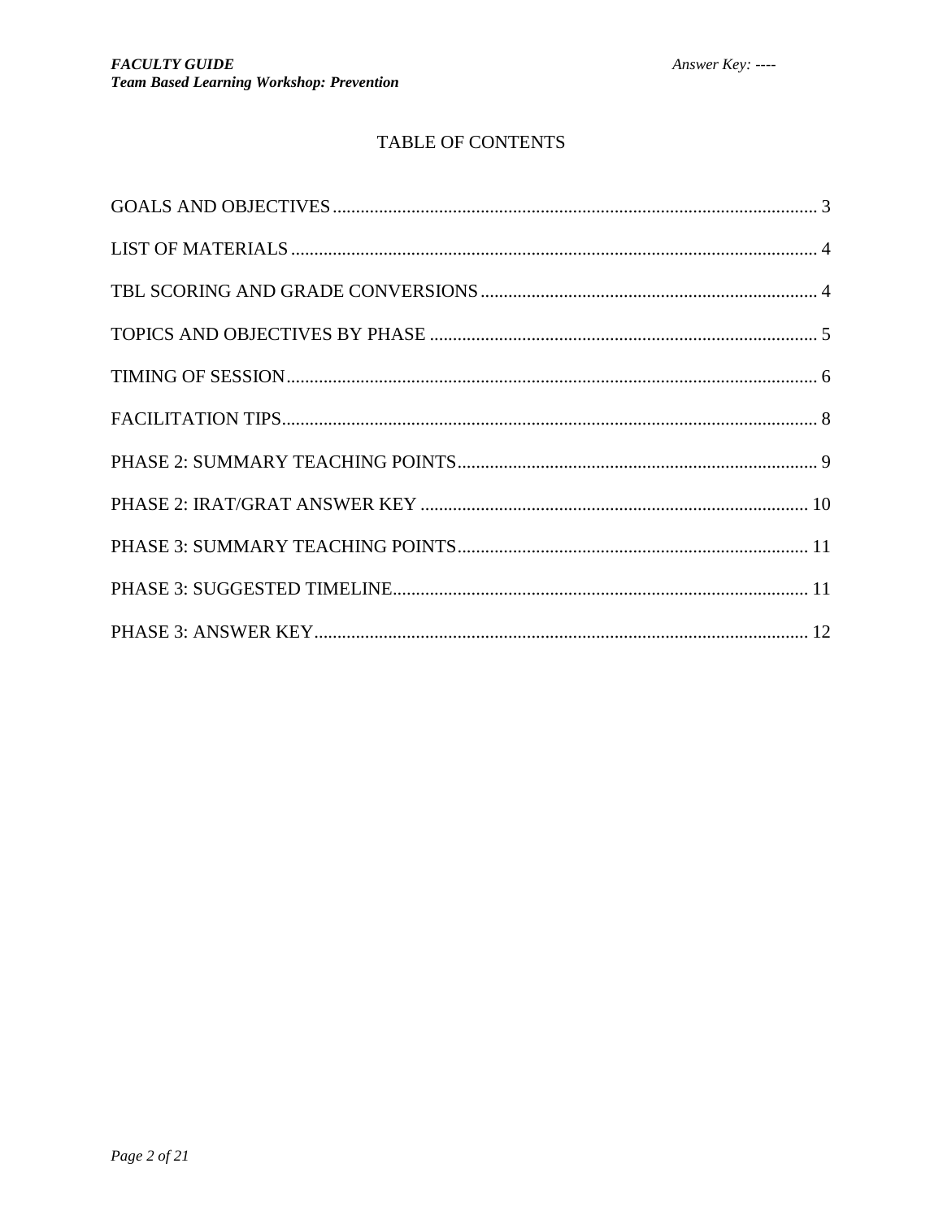# TABLE OF CONTENTS

GOALS AND OBJECTIVES ........................................................................................................ 3

LIST OF MATERIALS ................................................................................................................. 4

TBL SCORING AND GRADE CONVERSIONS ......................................................................... 4

TOPICS AND OBJECTIVES BY PHASE .................................................................................... 5

TIMING OF SESSION .................................................................................................................. 6

FACILITATION TIPS ................................................................................................................... 8

PHASE 2: SUMMARY TEACHING POINTS .............................................................................. 9

PHASE 2: IRAT/GRAT ANSWER KEY .................................................................................... 10

PHASE 3: SUMMARY TEACHING POINTS ............................................................................ 11

PHASE 3: SUGGESTED TIMELINE .......................................................................................... 11

PHASE 3: ANSWER KEY ........................................................................................................... 12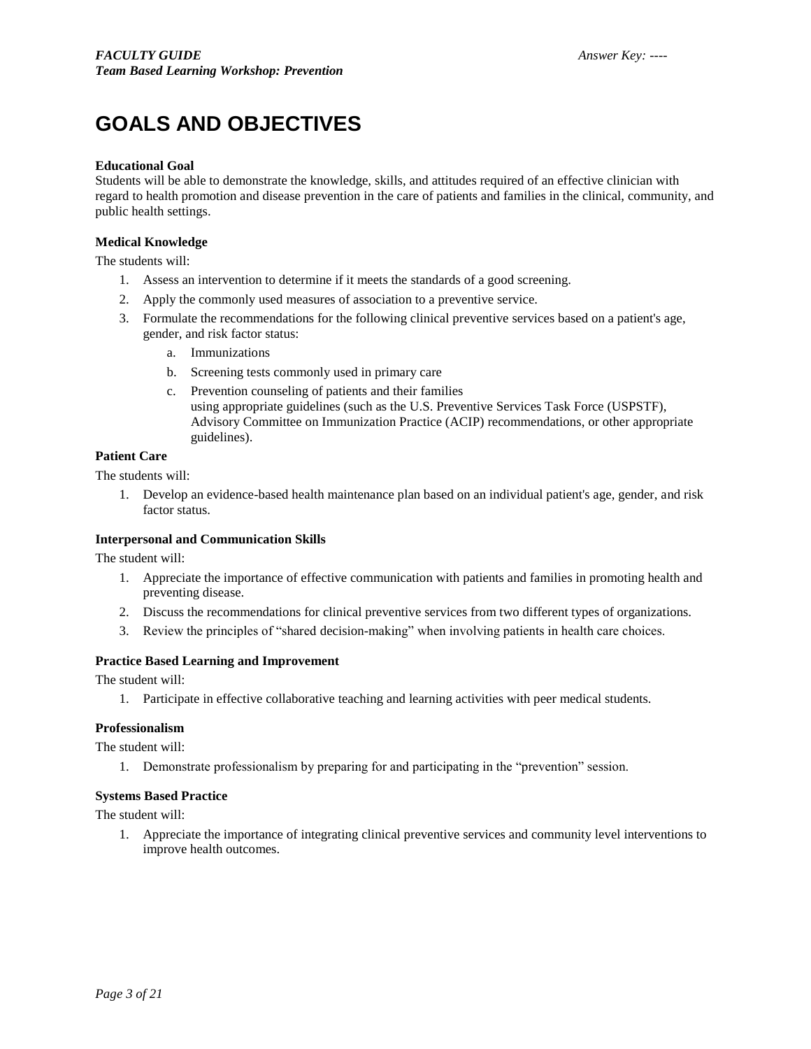# GOALS AND OBJECTIVES

**Educational Goal**

Students will be able to demonstrate the knowledge, skills, and attitudes required of an effective clinician with regard to health promotion and disease prevention in the care of patients and families in the clinical, community, and public health settings.

**Medical Knowledge**

The students will:

1. Assess an intervention to determine if it meets the standards of a good screening.
2. Apply the commonly used measures of association to a preventive service.
3. Formulate the recommendations for the following clinical preventive services based on a patient's age, gender, and risk factor status:
    a. Immunizations
    b. Screening tests commonly used in primary care
    c. Prevention counseling of patients and their families using appropriate guidelines (such as the U.S. Preventive Services Task Force (USPSTF), Advisory Committee on Immunization Practice (ACIP) recommendations, or other appropriate guidelines).

**Patient Care**

The students will:

1. Develop an evidence-based health maintenance plan based on an individual patient's age, gender, and risk factor status.

**Interpersonal and Communication Skills**

The student will:

1. Appreciate the importance of effective communication with patients and families in promoting health and preventing disease.
2. Discuss the recommendations for clinical preventive services from two different types of organizations.
3. Review the principles of "shared decision-making" when involving patients in health care choices.

**Practice Based Learning and Improvement**

The student will:

1. Participate in effective collaborative teaching and learning activities with peer medical students.

**Professionalism**

The student will:

1. Demonstrate professionalism by preparing for and participating in the "prevention" session.

**Systems Based Practice**

The student will:

1. Appreciate the importance of integrating clinical preventive services and community level interventions to improve health outcomes.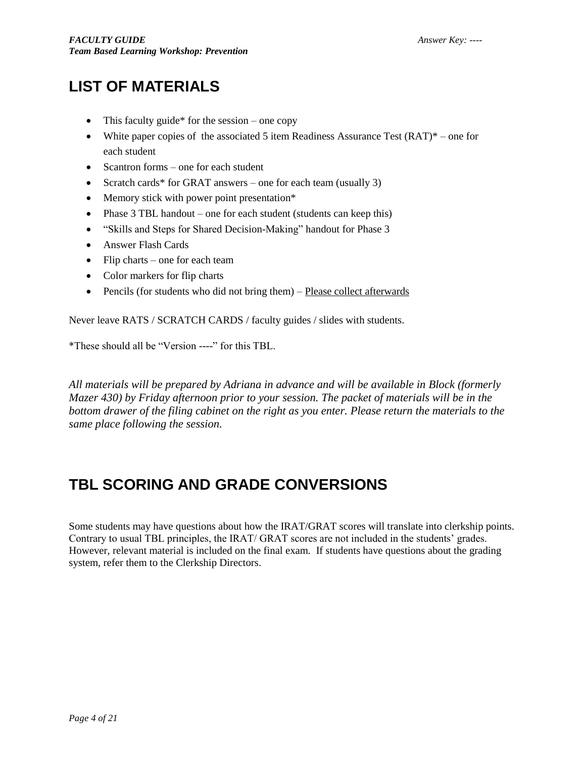# LIST OF MATERIALS

- This faculty guide* for the session – one copy
- White paper copies of the associated 5 item Readiness Assurance Test (RAT)* – one for each student
- Scantron forms – one for each student
- Scratch cards* for GRAT answers – one for each team (usually 3)
- Memory stick with power point presentation*
- Phase 3 TBL handout – one for each student (students can keep this)
- "Skills and Steps for Shared Decision-Making" handout for Phase 3
- Answer Flash Cards
- Flip charts – one for each team
- Color markers for flip charts
- Pencils (for students who did not bring them) – <u>Please collect afterwards</u>

Never leave RATS / SCRATCH CARDS / faculty guides / slides with students.

*These should all be "Version ----" for this TBL.

*All materials will be prepared by Adriana in advance and will be available in Block (formerly Mazer 430) by Friday afternoon prior to your session. The packet of materials will be in the bottom drawer of the filing cabinet on the right as you enter. Please return the materials to the same place following the session.*

# TBL SCORING AND GRADE CONVERSIONS

Some students may have questions about how the IRAT/GRAT scores will translate into clerkship points. Contrary to usual TBL principles, the IRAT/ GRAT scores are not included in the students' grades. However, relevant material is included on the final exam. If students have questions about the grading system, refer them to the Clerkship Directors.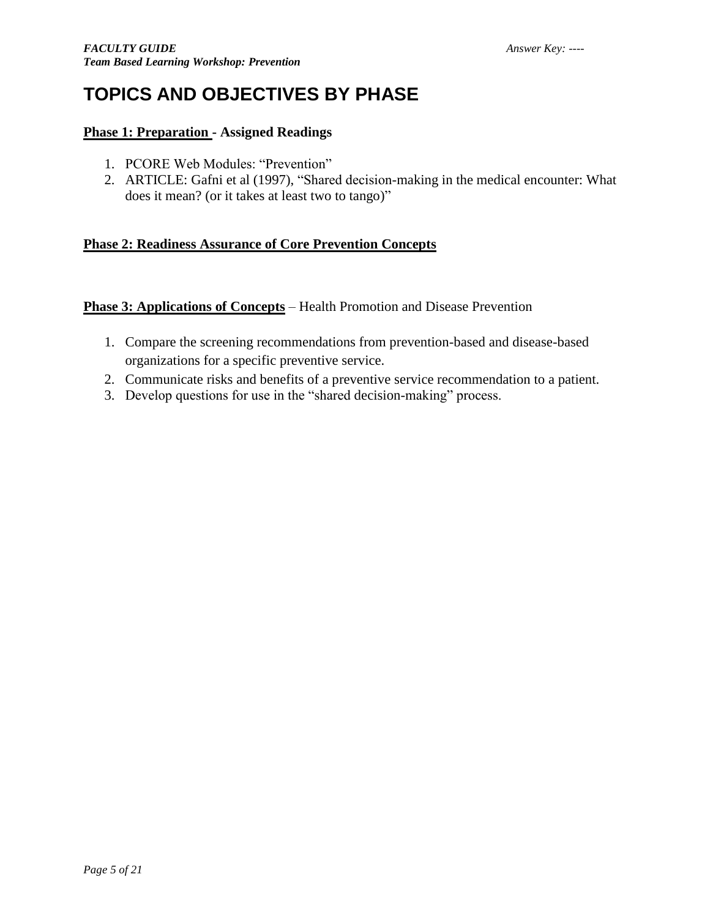# TOPICS AND OBJECTIVES BY PHASE

**Phase 1: Preparation - Assigned Readings**

1. PCORE Web Modules: "Prevention"
2. ARTICLE: Gafni et al (1997), "Shared decision-making in the medical encounter: What does it mean? (or it takes at least two to tango)"

**Phase 2: Readiness Assurance of Core Prevention Concepts**

**Phase 3: Applications of Concepts** – Health Promotion and Disease Prevention

1. Compare the screening recommendations from prevention-based and disease-based organizations for a specific preventive service.
2. Communicate risks and benefits of a preventive service recommendation to a patient.
3. Develop questions for use in the "shared decision-making" process.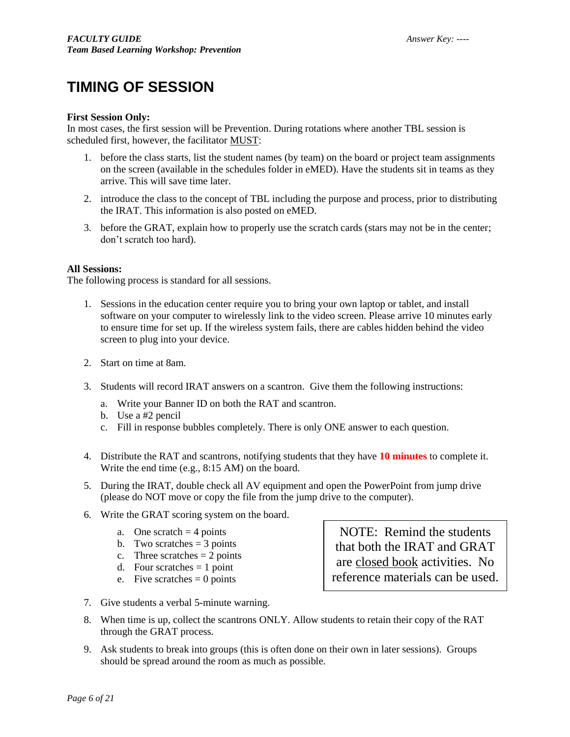# TIMING OF SESSION

**First Session Only:**
In most cases, the first session will be Prevention. During rotations where another TBL session is scheduled first, however, the facilitator MUST:

1. before the class starts, list the student names (by team) on the board or project team assignments on the screen (available in the schedules folder in eMED). Have the students sit in teams as they arrive. This will save time later.
2. introduce the class to the concept of TBL including the purpose and process, prior to distributing the IRAT. This information is also posted on eMED.
3. before the GRAT, explain how to properly use the scratch cards (stars may not be in the center; don't scratch too hard).

**All Sessions:**
The following process is standard for all sessions.

1. Sessions in the education center require you to bring your own laptop or tablet, and install software on your computer to wirelessly link to the video screen. Please arrive 10 minutes early to ensure time for set up. If the wireless system fails, there are cables hidden behind the video screen to plug into your device.
2. Start on time at 8am.
3. Students will record IRAT answers on a scantron. Give them the following instructions:
   a. Write your Banner ID on both the RAT and scantron.
   b. Use a #2 pencil
   c. Fill in response bubbles completely. There is only ONE answer to each question.
4. Distribute the RAT and scantrons, notifying students that they have **10 minutes** to complete it. Write the end time (e.g., 8:15 AM) on the board.
5. During the IRAT, double check all AV equipment and open the PowerPoint from jump drive (please do NOT move or copy the file from the jump drive to the computer).
6. Write the GRAT scoring system on the board.
   a. One scratch = 4 points
   b. Two scratches = 3 points
   c. Three scratches = 2 points
   d. Four scratches = 1 point
   e. Five scratches = 0 points

> NOTE: Remind the students that both the IRAT and GRAT are closed book activities. No reference materials can be used.

7. Give students a verbal 5-minute warning.
8. When time is up, collect the scantrons ONLY. Allow students to retain their copy of the RAT through the GRAT process.
9. Ask students to break into groups (this is often done on their own in later sessions). Groups should be spread around the room as much as possible.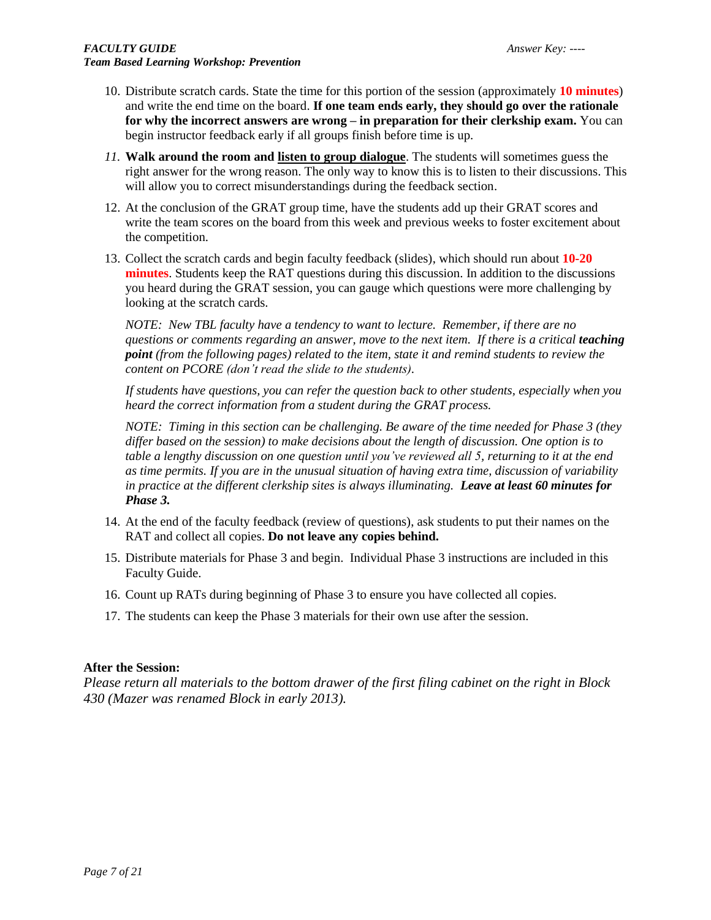10. Distribute scratch cards. State the time for this portion of the session (approximately **10 minutes**) and write the end time on the board. **If one team ends early, they should go over the rationale for why the incorrect answers are wrong – in preparation for their clerkship exam.** You can begin instructor feedback early if all groups finish before time is up.

11. **Walk around the room and <u>listen to group dialogue</u>**. The students will sometimes guess the right answer for the wrong reason. The only way to know this is to listen to their discussions. This will allow you to correct misunderstandings during the feedback section.

12. At the conclusion of the GRAT group time, have the students add up their GRAT scores and write the team scores on the board from this week and previous weeks to foster excitement about the competition.

13. Collect the scratch cards and begin faculty feedback (slides), which should run about **10-20 minutes**. Students keep the RAT questions during this discussion. In addition to the discussions you heard during the GRAT session, you can gauge which questions were more challenging by looking at the scratch cards.

    *NOTE: New TBL faculty have a tendency to want to lecture. Remember, if there are no questions or comments regarding an answer, move to the next item. If there is a critical **teaching point** (from the following pages) related to the item, state it and remind students to review the content on PCORE (don't read the slide to the students).*

    *If students have questions, you can refer the question back to other students, especially when you heard the correct information from a student during the GRAT process.*

    *NOTE: Timing in this section can be challenging. Be aware of the time needed for Phase 3 (they differ based on the session) to make decisions about the length of discussion. One option is to table a lengthy discussion on one question until you've reviewed all 5, returning to it at the end as time permits. If you are in the unusual situation of having extra time, discussion of variability in practice at the different clerkship sites is always illuminating. **Leave at least 60 minutes for Phase 3.***

14. At the end of the faculty feedback (review of questions), ask students to put their names on the RAT and collect all copies. **Do not leave any copies behind.**

15. Distribute materials for Phase 3 and begin. Individual Phase 3 instructions are included in this Faculty Guide.

16. Count up RATs during beginning of Phase 3 to ensure you have collected all copies.

17. The students can keep the Phase 3 materials for their own use after the session.

**After the Session:**

*Please return all materials to the bottom drawer of the first filing cabinet on the right in Block 430 (Mazer was renamed Block in early 2013).*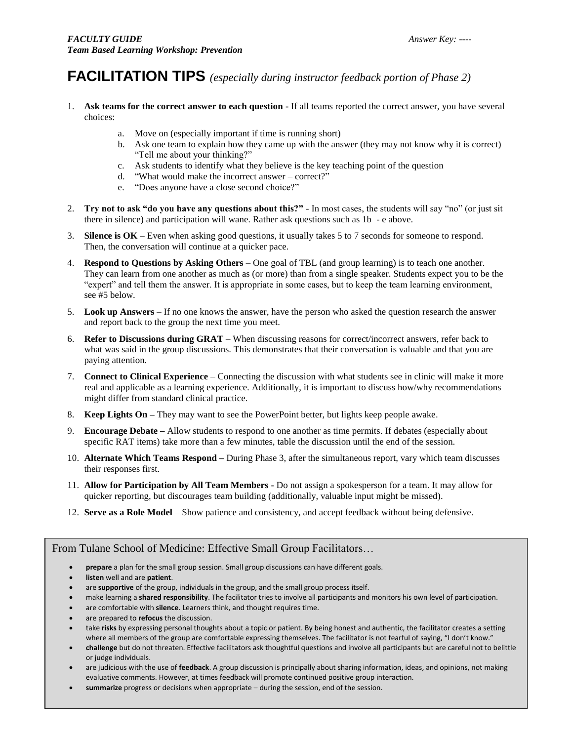# FACILITATION TIPS *(especially during instructor feedback portion of Phase 2)*

1. **Ask teams for the correct answer to each question -** If all teams reported the correct answer, you have several choices:
   a. Move on (especially important if time is running short)
   b. Ask one team to explain how they came up with the answer (they may not know why it is correct) "Tell me about your thinking?"
   c. Ask students to identify what they believe is the key teaching point of the question
   d. "What would make the incorrect answer – correct?"
   e. "Does anyone have a close second choice?"

2. **Try not to ask "do you have any questions about this?"** - In most cases, the students will say "no" (or just sit there in silence) and participation will wane. Rather ask questions such as 1b - e above.

3. **Silence is OK** – Even when asking good questions, it usually takes 5 to 7 seconds for someone to respond. Then, the conversation will continue at a quicker pace.

4. **Respond to Questions by Asking Others** – One goal of TBL (and group learning) is to teach one another. They can learn from one another as much as (or more) than from a single speaker. Students expect you to be the "expert" and tell them the answer. It is appropriate in some cases, but to keep the team learning environment, see #5 below.

5. **Look up Answers** – If no one knows the answer, have the person who asked the question research the answer and report back to the group the next time you meet.

6. **Refer to Discussions during GRAT** – When discussing reasons for correct/incorrect answers, refer back to what was said in the group discussions. This demonstrates that their conversation is valuable and that you are paying attention.

7. **Connect to Clinical Experience** – Connecting the discussion with what students see in clinic will make it more real and applicable as a learning experience. Additionally, it is important to discuss how/why recommendations might differ from standard clinical practice.

8. **Keep Lights On –** They may want to see the PowerPoint better, but lights keep people awake.

9. **Encourage Debate –** Allow students to respond to one another as time permits. If debates (especially about specific RAT items) take more than a few minutes, table the discussion until the end of the session.

10. **Alternate Which Teams Respond –** During Phase 3, after the simultaneous report, vary which team discusses their responses first.

11. **Allow for Participation by All Team Members -** Do not assign a spokesperson for a team. It may allow for quicker reporting, but discourages team building (additionally, valuable input might be missed).

12. **Serve as a Role Model** – Show patience and consistency, and accept feedback without being defensive.

From Tulane School of Medicine: Effective Small Group Facilitators…

- **prepare** a plan for the small group session. Small group discussions can have different goals.
- **listen** well and are **patient**.
- are **supportive** of the group, individuals in the group, and the small group process itself.
- make learning a **shared responsibility**. The facilitator tries to involve all participants and monitors his own level of participation.
- are comfortable with **silence**. Learners think, and thought requires time.
- are prepared to **refocus** the discussion.
- take **risks** by expressing personal thoughts about a topic or patient. By being honest and authentic, the facilitator creates a setting where all members of the group are comfortable expressing themselves. The facilitator is not fearful of saying, "I don't know."
- **challenge** but do not threaten. Effective facilitators ask thoughtful questions and involve all participants but are careful not to belittle or judge individuals.
- are judicious with the use of **feedback**. A group discussion is principally about sharing information, ideas, and opinions, not making evaluative comments. However, at times feedback will promote continued positive group interaction.
- **summarize** progress or decisions when appropriate – during the session, end of the session.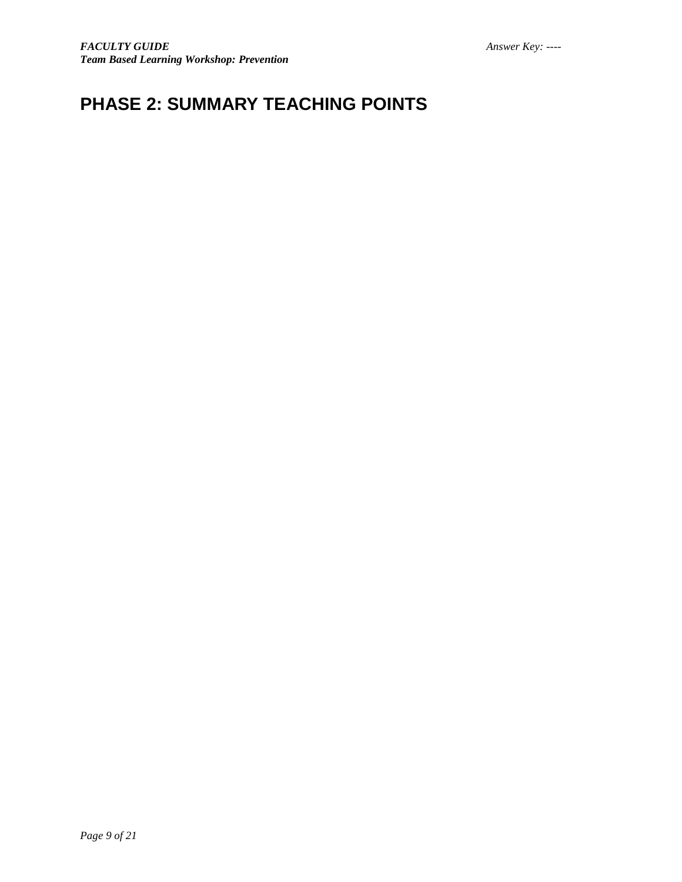# PHASE 2: SUMMARY TEACHING POINTS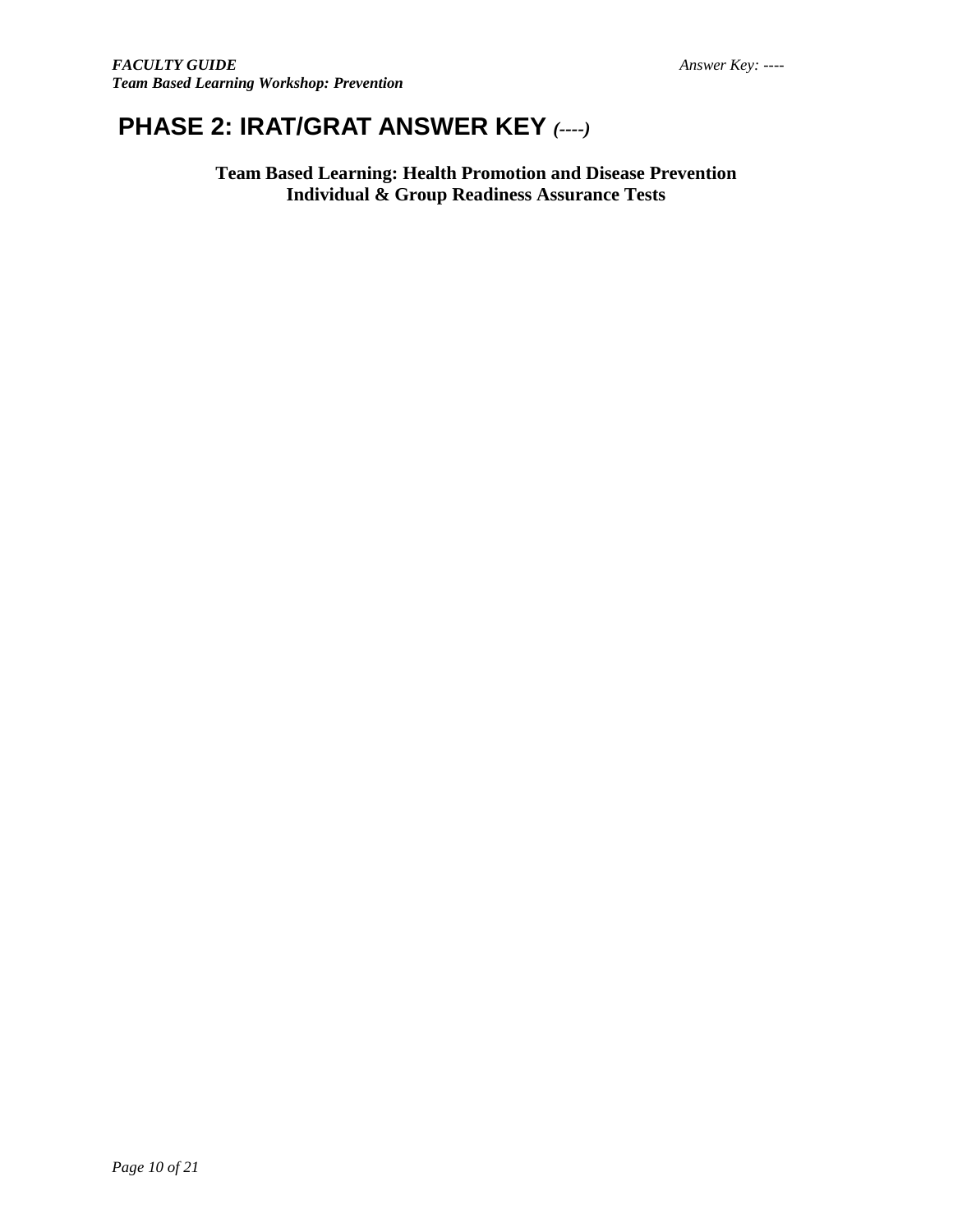# PHASE 2: IRAT/GRAT ANSWER KEY *(----)*

**Team Based Learning: Health Promotion and Disease Prevention**
**Individual & Group Readiness Assurance Tests**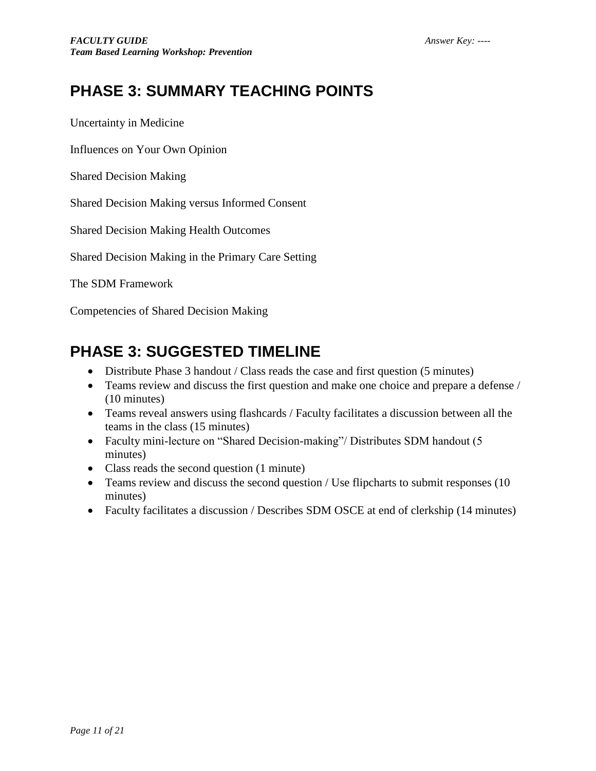## PHASE 3: SUMMARY TEACHING POINTS

Uncertainty in Medicine

Influences on Your Own Opinion

Shared Decision Making

Shared Decision Making versus Informed Consent

Shared Decision Making Health Outcomes

Shared Decision Making in the Primary Care Setting

The SDM Framework

Competencies of Shared Decision Making

## PHASE 3: SUGGESTED TIMELINE

- Distribute Phase 3 handout / Class reads the case and first question (5 minutes)
- Teams review and discuss the first question and make one choice and prepare a defense / (10 minutes)
- Teams reveal answers using flashcards / Faculty facilitates a discussion between all the teams in the class (15 minutes)
- Faculty mini-lecture on "Shared Decision-making"/ Distributes SDM handout (5 minutes)
- Class reads the second question (1 minute)
- Teams review and discuss the second question / Use flipcharts to submit responses (10 minutes)
- Faculty facilitates a discussion / Describes SDM OSCE at end of clerkship (14 minutes)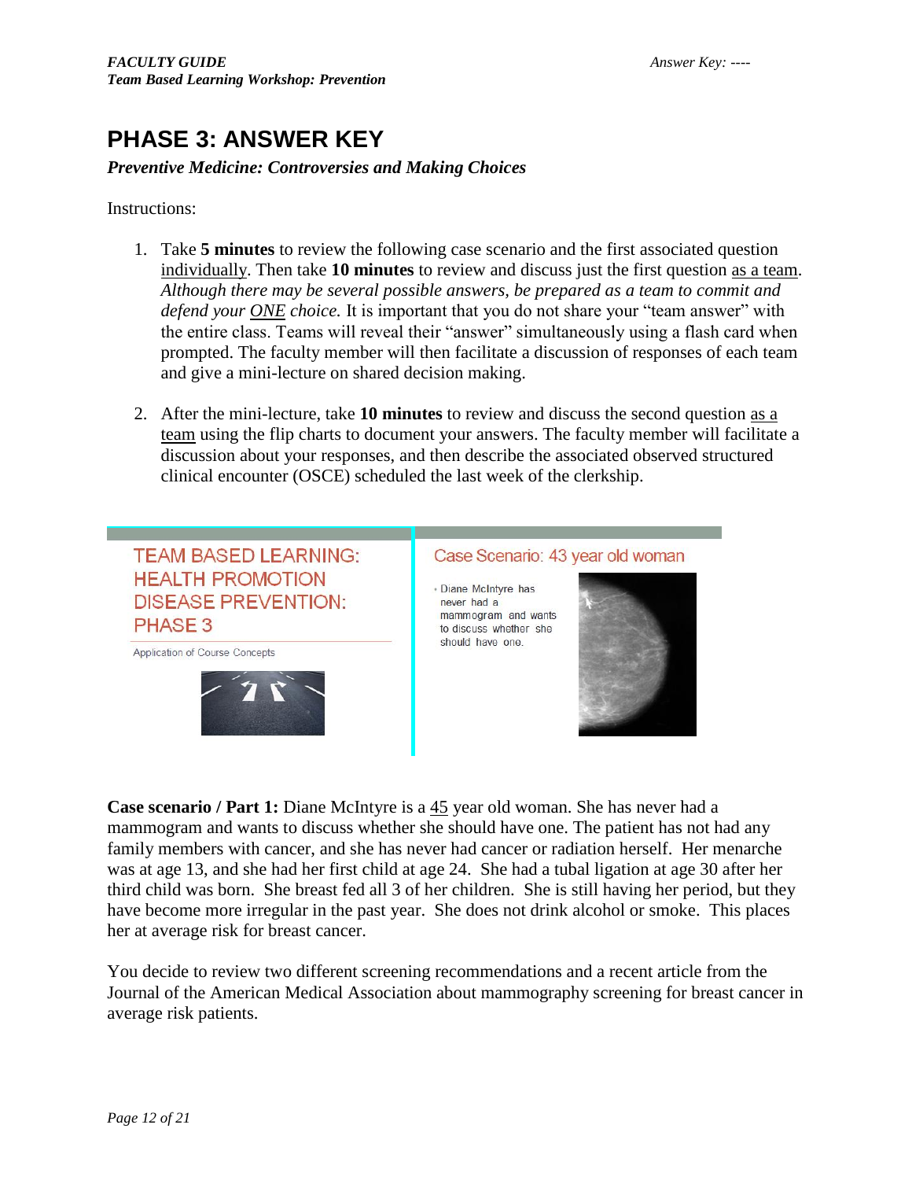# PHASE 3: ANSWER KEY

***Preventive Medicine: Controversies and Making Choices***

Instructions:

1. Take **5 minutes** to review the following case scenario and the first associated question individually. Then take **10 minutes** to review and discuss just the first question as a team. *Although there may be several possible answers, be prepared as a team to commit and defend your ONE choice.* It is important that you do not share your "team answer" with the entire class. Teams will reveal their "answer" simultaneously using a flash card when prompted. The faculty member will then facilitate a discussion of responses of each team and give a mini-lecture on shared decision making.

2. After the mini-lecture, take **10 minutes** to review and discuss the second question as a team using the flip charts to document your answers. The faculty member will facilitate a discussion about your responses, and then describe the associated observed structured clinical encounter (OSCE) scheduled the last week of the clerkship.

TEAM BASED LEARNING: HEALTH PROMOTION DISEASE PREVENTION: PHASE 3

Application of Course Concepts

Case Scenario: 43 year old woman

- Diane McIntyre has never had a mammogram and wants to discuss whether she should have one.

**Case scenario / Part 1:** Diane McIntyre is a 45 year old woman. She has never had a mammogram and wants to discuss whether she should have one. The patient has not had any family members with cancer, and she has never had cancer or radiation herself. Her menarche was at age 13, and she had her first child at age 24. She had a tubal ligation at age 30 after her third child was born. She breast fed all 3 of her children. She is still having her period, but they have become more irregular in the past year. She does not drink alcohol or smoke. This places her at average risk for breast cancer.

You decide to review two different screening recommendations and a recent article from the Journal of the American Medical Association about mammography screening for breast cancer in average risk patients.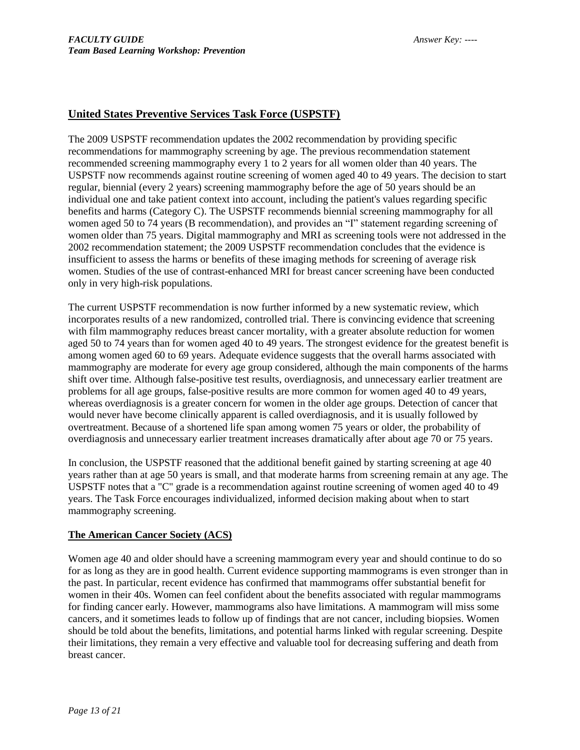## United States Preventive Services Task Force (USPSTF)

The 2009 USPSTF recommendation updates the 2002 recommendation by providing specific recommendations for mammography screening by age. The previous recommendation statement recommended screening mammography every 1 to 2 years for all women older than 40 years. The USPSTF now recommends against routine screening of women aged 40 to 49 years. The decision to start regular, biennial (every 2 years) screening mammography before the age of 50 years should be an individual one and take patient context into account, including the patient's values regarding specific benefits and harms (Category C). The USPSTF recommends biennial screening mammography for all women aged 50 to 74 years (B recommendation), and provides an "I" statement regarding screening of women older than 75 years. Digital mammography and MRI as screening tools were not addressed in the 2002 recommendation statement; the 2009 USPSTF recommendation concludes that the evidence is insufficient to assess the harms or benefits of these imaging methods for screening of average risk women. Studies of the use of contrast-enhanced MRI for breast cancer screening have been conducted only in very high-risk populations.

The current USPSTF recommendation is now further informed by a new systematic review, which incorporates results of a new randomized, controlled trial. There is convincing evidence that screening with film mammography reduces breast cancer mortality, with a greater absolute reduction for women aged 50 to 74 years than for women aged 40 to 49 years. The strongest evidence for the greatest benefit is among women aged 60 to 69 years. Adequate evidence suggests that the overall harms associated with mammography are moderate for every age group considered, although the main components of the harms shift over time. Although false-positive test results, overdiagnosis, and unnecessary earlier treatment are problems for all age groups, false-positive results are more common for women aged 40 to 49 years, whereas overdiagnosis is a greater concern for women in the older age groups. Detection of cancer that would never have become clinically apparent is called overdiagnosis, and it is usually followed by overtreatment. Because of a shortened life span among women 75 years or older, the probability of overdiagnosis and unnecessary earlier treatment increases dramatically after about age 70 or 75 years.

In conclusion, the USPSTF reasoned that the additional benefit gained by starting screening at age 40 years rather than at age 50 years is small, and that moderate harms from screening remain at any age. The USPSTF notes that a "C" grade is a recommendation against routine screening of women aged 40 to 49 years. The Task Force encourages individualized, informed decision making about when to start mammography screening.

## The American Cancer Society (ACS)

Women age 40 and older should have a screening mammogram every year and should continue to do so for as long as they are in good health. Current evidence supporting mammograms is even stronger than in the past. In particular, recent evidence has confirmed that mammograms offer substantial benefit for women in their 40s. Women can feel confident about the benefits associated with regular mammograms for finding cancer early. However, mammograms also have limitations. A mammogram will miss some cancers, and it sometimes leads to follow up of findings that are not cancer, including biopsies. Women should be told about the benefits, limitations, and potential harms linked with regular screening. Despite their limitations, they remain a very effective and valuable tool for decreasing suffering and death from breast cancer.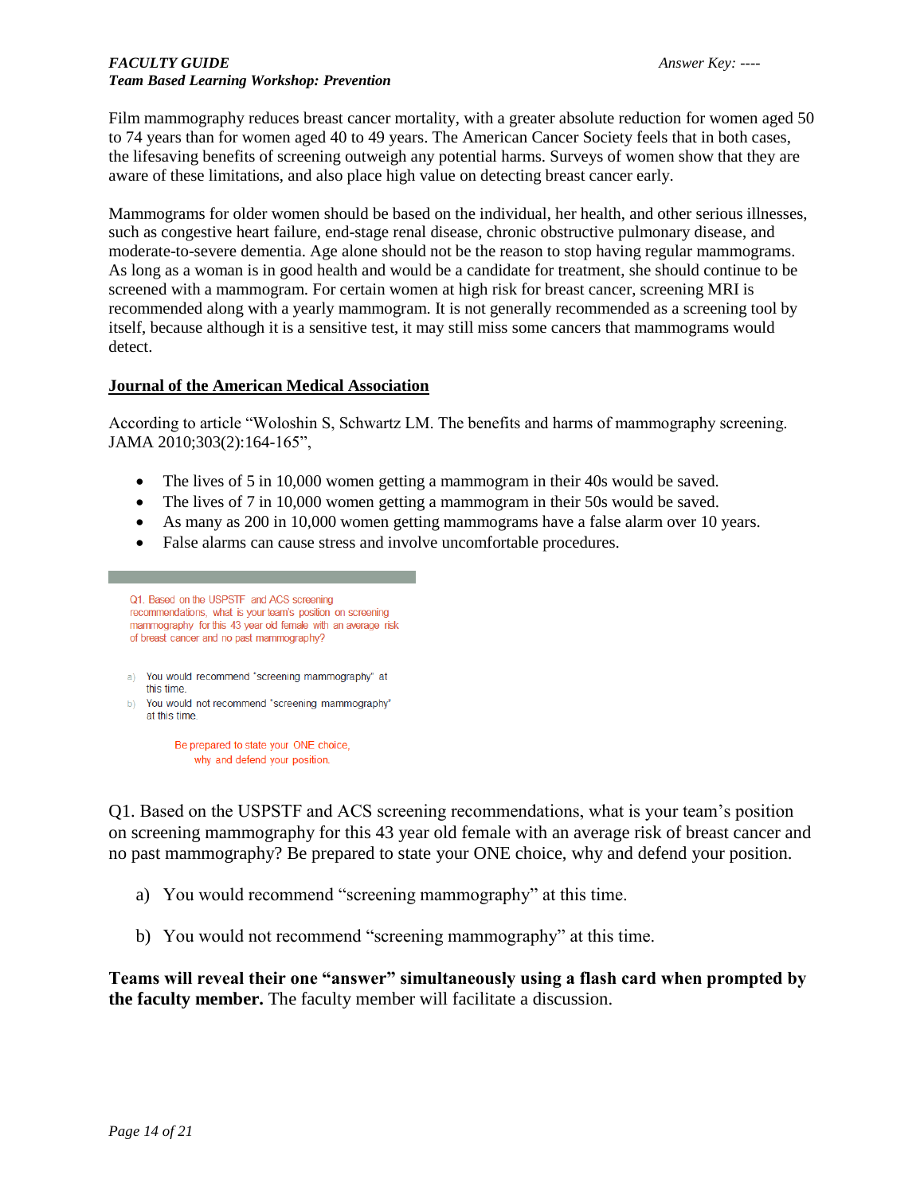Film mammography reduces breast cancer mortality, with a greater absolute reduction for women aged 50 to 74 years than for women aged 40 to 49 years. The American Cancer Society feels that in both cases, the lifesaving benefits of screening outweigh any potential harms. Surveys of women show that they are aware of these limitations, and also place high value on detecting breast cancer early.

Mammograms for older women should be based on the individual, her health, and other serious illnesses, such as congestive heart failure, end-stage renal disease, chronic obstructive pulmonary disease, and moderate-to-severe dementia. Age alone should not be the reason to stop having regular mammograms. As long as a woman is in good health and would be a candidate for treatment, she should continue to be screened with a mammogram. For certain women at high risk for breast cancer, screening MRI is recommended along with a yearly mammogram. It is not generally recommended as a screening tool by itself, because although it is a sensitive test, it may still miss some cancers that mammograms would detect.

**Journal of the American Medical Association**

According to article "Woloshin S, Schwartz LM. The benefits and harms of mammography screening. JAMA 2010;303(2):164-165",

- The lives of 5 in 10,000 women getting a mammogram in their 40s would be saved.
- The lives of 7 in 10,000 women getting a mammogram in their 50s would be saved.
- As many as 200 in 10,000 women getting mammograms have a false alarm over 10 years.
- False alarms can cause stress and involve uncomfortable procedures.

Q1. Based on the USPSTF and ACS screening recommendations, what is your team's position on screening mammography for this 43 year old female with an average risk of breast cancer and no past mammography?

a) You would recommend "screening mammography" at this time.
b) You would not recommend "screening mammography" at this time.

Be prepared to state your ONE choice, why and defend your position.

Q1. Based on the USPSTF and ACS screening recommendations, what is your team's position on screening mammography for this 43 year old female with an average risk of breast cancer and no past mammography? Be prepared to state your ONE choice, why and defend your position.

a) You would recommend "screening mammography" at this time.

b) You would not recommend "screening mammography" at this time.

**Teams will reveal their one "answer" simultaneously using a flash card when prompted by the faculty member.** The faculty member will facilitate a discussion.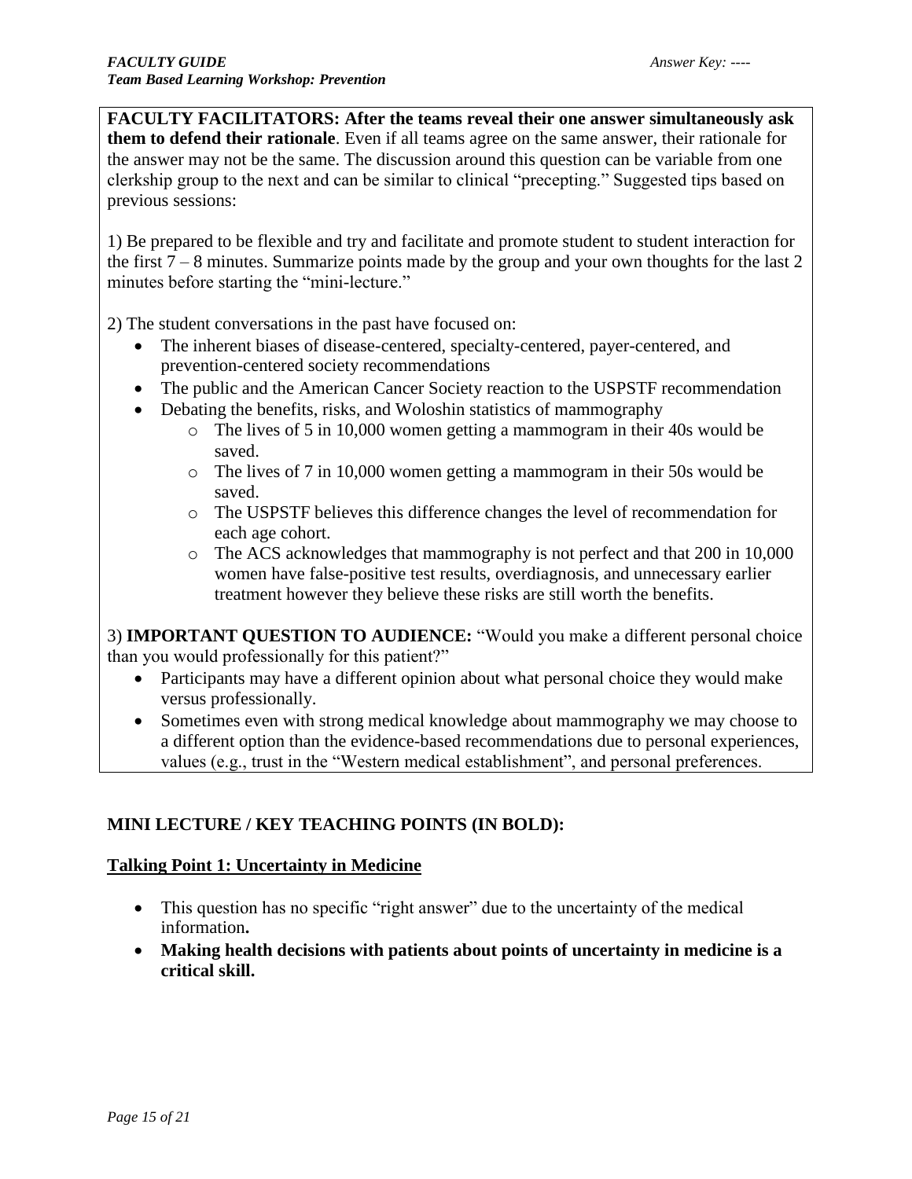**FACULTY FACILITATORS: After the teams reveal their one answer simultaneously ask them to defend their rationale**. Even if all teams agree on the same answer, their rationale for the answer may not be the same. The discussion around this question can be variable from one clerkship group to the next and can be similar to clinical "precepting." Suggested tips based on previous sessions:

1) Be prepared to be flexible and try and facilitate and promote student to student interaction for the first 7 – 8 minutes. Summarize points made by the group and your own thoughts for the last 2 minutes before starting the "mini-lecture."

2) The student conversations in the past have focused on:

- The inherent biases of disease-centered, specialty-centered, payer-centered, and prevention-centered society recommendations
- The public and the American Cancer Society reaction to the USPSTF recommendation
- Debating the benefits, risks, and Woloshin statistics of mammography
  - The lives of 5 in 10,000 women getting a mammogram in their 40s would be saved.
  - The lives of 7 in 10,000 women getting a mammogram in their 50s would be saved.
  - The USPSTF believes this difference changes the level of recommendation for each age cohort.
  - The ACS acknowledges that mammography is not perfect and that 200 in 10,000 women have false-positive test results, overdiagnosis, and unnecessary earlier treatment however they believe these risks are still worth the benefits.

3) **IMPORTANT QUESTION TO AUDIENCE:** "Would you make a different personal choice than you would professionally for this patient?"

- Participants may have a different opinion about what personal choice they would make versus professionally.
- Sometimes even with strong medical knowledge about mammography we may choose to a different option than the evidence-based recommendations due to personal experiences, values (e.g., trust in the "Western medical establishment", and personal preferences.

## MINI LECTURE / KEY TEACHING POINTS (IN BOLD):

### Talking Point 1: Uncertainty in Medicine

- This question has no specific "right answer" due to the uncertainty of the medical information.
- **Making health decisions with patients about points of uncertainty in medicine is a critical skill.**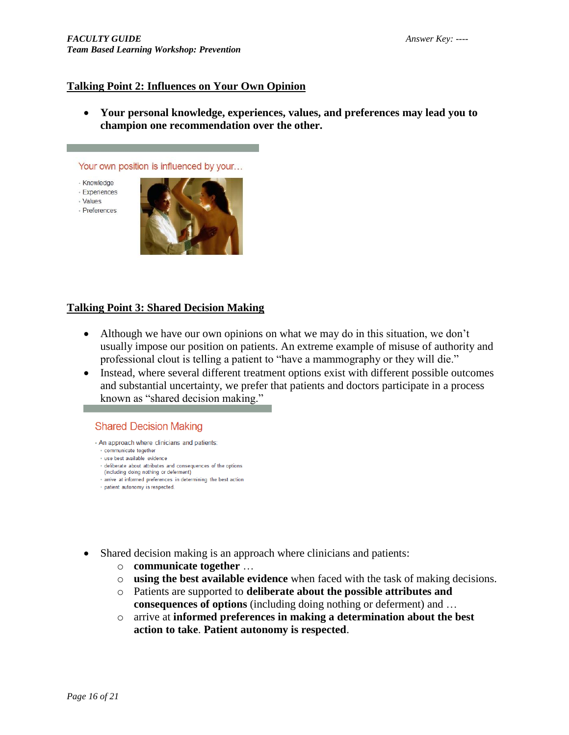## Talking Point 2: Influences on Your Own Opinion

- **Your personal knowledge, experiences, values, and preferences may lead you to champion one recommendation over the other.**

Your own position is influenced by your…

- Knowledge
- Experiences
- Values
- Preferences

## Talking Point 3: Shared Decision Making

- Although we have our own opinions on what we may do in this situation, we don't usually impose our position on patients. An extreme example of misuse of authority and professional clout is telling a patient to "have a mammography or they will die."
- Instead, where several different treatment options exist with different possible outcomes and substantial uncertainty, we prefer that patients and doctors participate in a process known as "shared decision making."

Shared Decision Making

- An approach where clinicians and patients:
  - communicate together
  - use best available evidence
  - deliberate about attributes and consequences of the options (including doing nothing or deferment)
  - arrive at informed preferences in determining the best action
  - patient autonomy is respected.

- Shared decision making is an approach where clinicians and patients:
  - **communicate together** …
  - **using the best available evidence** when faced with the task of making decisions.
  - Patients are supported to **deliberate about the possible attributes and consequences of options** (including doing nothing or deferment) and …
  - arrive at **informed preferences in making a determination about the best action to take**. **Patient autonomy is respected**.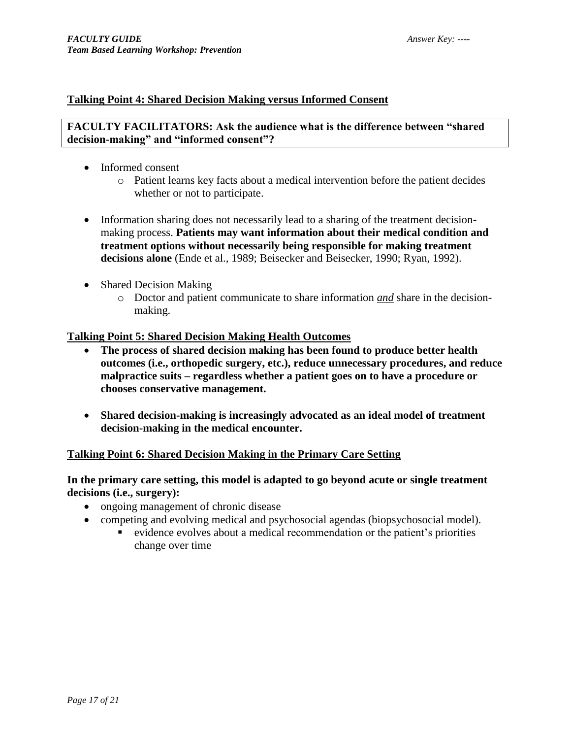## Talking Point 4: Shared Decision Making versus Informed Consent

**FACULTY FACILITATORS: Ask the audience what is the difference between "shared decision-making" and "informed consent"?**

- Informed consent
  - Patient learns key facts about a medical intervention before the patient decides whether or not to participate.

- Information sharing does not necessarily lead to a sharing of the treatment decision-making process. **Patients may want information about their medical condition and treatment options without necessarily being responsible for making treatment decisions alone** (Ende et al., 1989; Beisecker and Beisecker, 1990; Ryan, 1992).

- Shared Decision Making
  - Doctor and patient communicate to share information ***and*** share in the decision-making.

## Talking Point 5: Shared Decision Making Health Outcomes

- **The process of shared decision making has been found to produce better health outcomes (i.e., orthopedic surgery, etc.), reduce unnecessary procedures, and reduce malpractice suits – regardless whether a patient goes on to have a procedure or chooses conservative management.**

- **Shared decision-making is increasingly advocated as an ideal model of treatment decision-making in the medical encounter.**

## Talking Point 6: Shared Decision Making in the Primary Care Setting

**In the primary care setting, this model is adapted to go beyond acute or single treatment decisions (i.e., surgery):**

- ongoing management of chronic disease
- competing and evolving medical and psychosocial agendas (biopsychosocial model).
  - evidence evolves about a medical recommendation or the patient's priorities change over time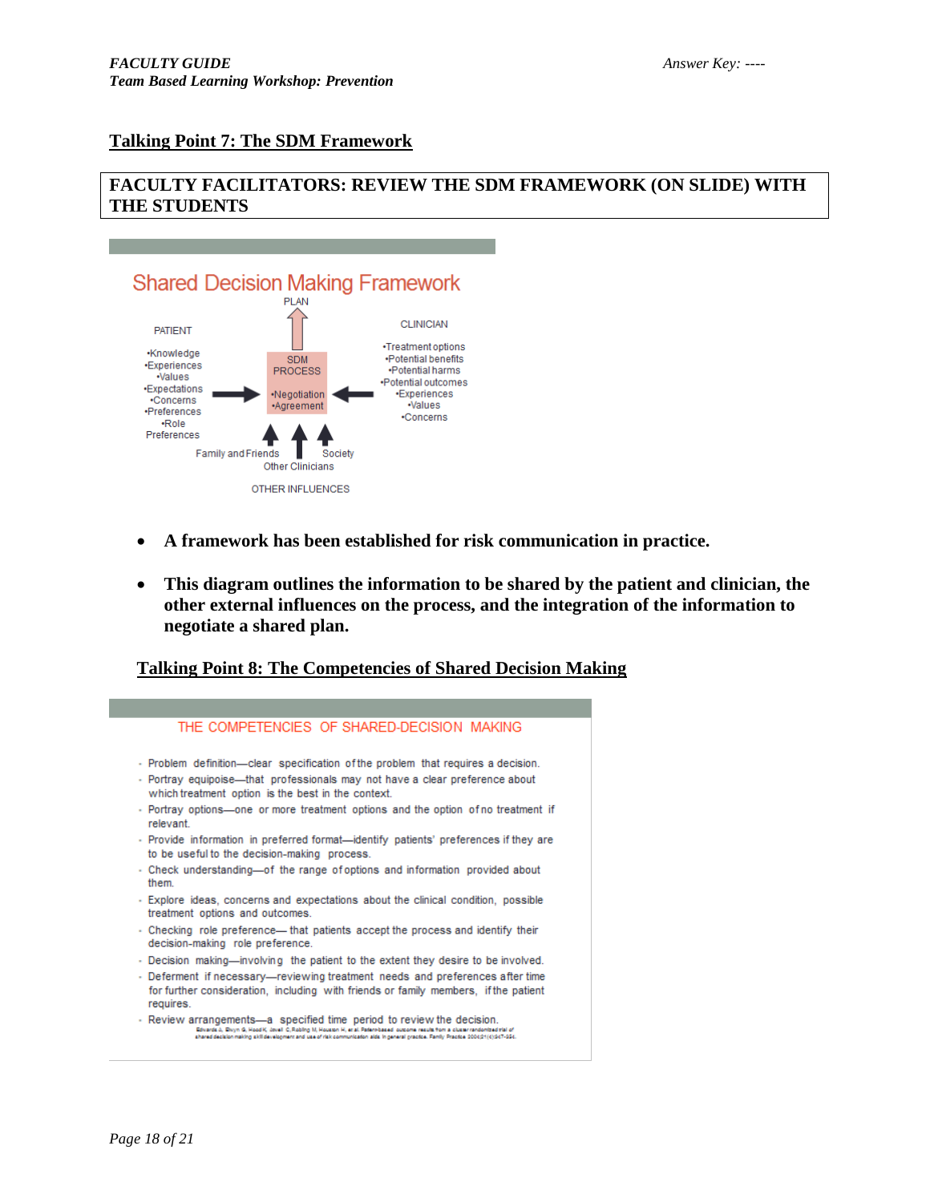## Talking Point 7: The SDM Framework

**FACULTY FACILITATORS: REVIEW THE SDM FRAMEWORK (ON SLIDE) WITH THE STUDENTS**

Shared Decision Making Framework

PLAN

PATIENT
- Knowledge
- Experiences
- Values
- Expectations
- Concerns
- Preferences
- Role Preferences

SDM PROCESS
- Negotiation
- Agreement

CLINICIAN
- Treatment options
- Potential benefits
- Potential harms
- Potential outcomes
- Experiences
- Values
- Concerns

Family and Friends | Other Clinicians | Society

OTHER INFLUENCES

- **A framework has been established for risk communication in practice.**
- **This diagram outlines the information to be shared by the patient and clinician, the other external influences on the process, and the integration of the information to negotiate a shared plan.**

## Talking Point 8: The Competencies of Shared Decision Making

THE COMPETENCIES OF SHARED-DECISION MAKING

- Problem definition—clear specification of the problem that requires a decision.
- Portray equipoise—that professionals may not have a clear preference about which treatment option is the best in the context.
- Portray options—one or more treatment options and the option of no treatment if relevant.
- Provide information in preferred format—identify patients' preferences if they are to be useful to the decision-making process.
- Check understanding—of the range of options and information provided about them.
- Explore ideas, concerns and expectations about the clinical condition, possible treatment options and outcomes.
- Checking role preference— that patients accept the process and identify their decision-making role preference.
- Decision making—involving the patient to the extent they desire to be involved.
- Deferment if necessary—reviewing treatment needs and preferences after time for further consideration, including with friends or family members, if the patient requires.
- Review arrangements—a specified time period to review the decision.

Edwards A, Elwyn G, Hood K, Atwell C, Robling M, Houston H, et al. Patient-based outcome results from a cluster randomized trial of shared decision making skill development and use of risk communication aids in general practice. Family Practice 2004;21(4):347-354.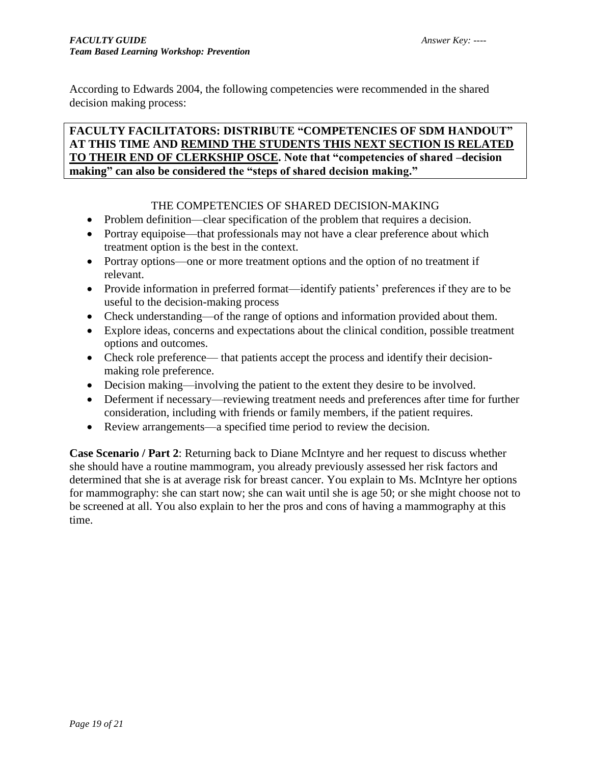According to Edwards 2004, the following competencies were recommended in the shared decision making process:

**FACULTY FACILITATORS: DISTRIBUTE "COMPETENCIES OF SDM HANDOUT" AT THIS TIME AND REMIND THE STUDENTS THIS NEXT SECTION IS RELATED TO THEIR END OF CLERKSHIP OSCE. Note that "competencies of shared –decision making" can also be considered the "steps of shared decision making."**

THE COMPETENCIES OF SHARED DECISION-MAKING

- Problem definition—clear specification of the problem that requires a decision.
- Portray equipoise—that professionals may not have a clear preference about which treatment option is the best in the context.
- Portray options—one or more treatment options and the option of no treatment if relevant.
- Provide information in preferred format—identify patients' preferences if they are to be useful to the decision-making process
- Check understanding—of the range of options and information provided about them.
- Explore ideas, concerns and expectations about the clinical condition, possible treatment options and outcomes.
- Check role preference— that patients accept the process and identify their decision-making role preference.
- Decision making—involving the patient to the extent they desire to be involved.
- Deferment if necessary—reviewing treatment needs and preferences after time for further consideration, including with friends or family members, if the patient requires.
- Review arrangements—a specified time period to review the decision.

**Case Scenario / Part 2**: Returning back to Diane McIntyre and her request to discuss whether she should have a routine mammogram, you already previously assessed her risk factors and determined that she is at average risk for breast cancer. You explain to Ms. McIntyre her options for mammography: she can start now; she can wait until she is age 50; or she might choose not to be screened at all. You also explain to her the pros and cons of having a mammography at this time.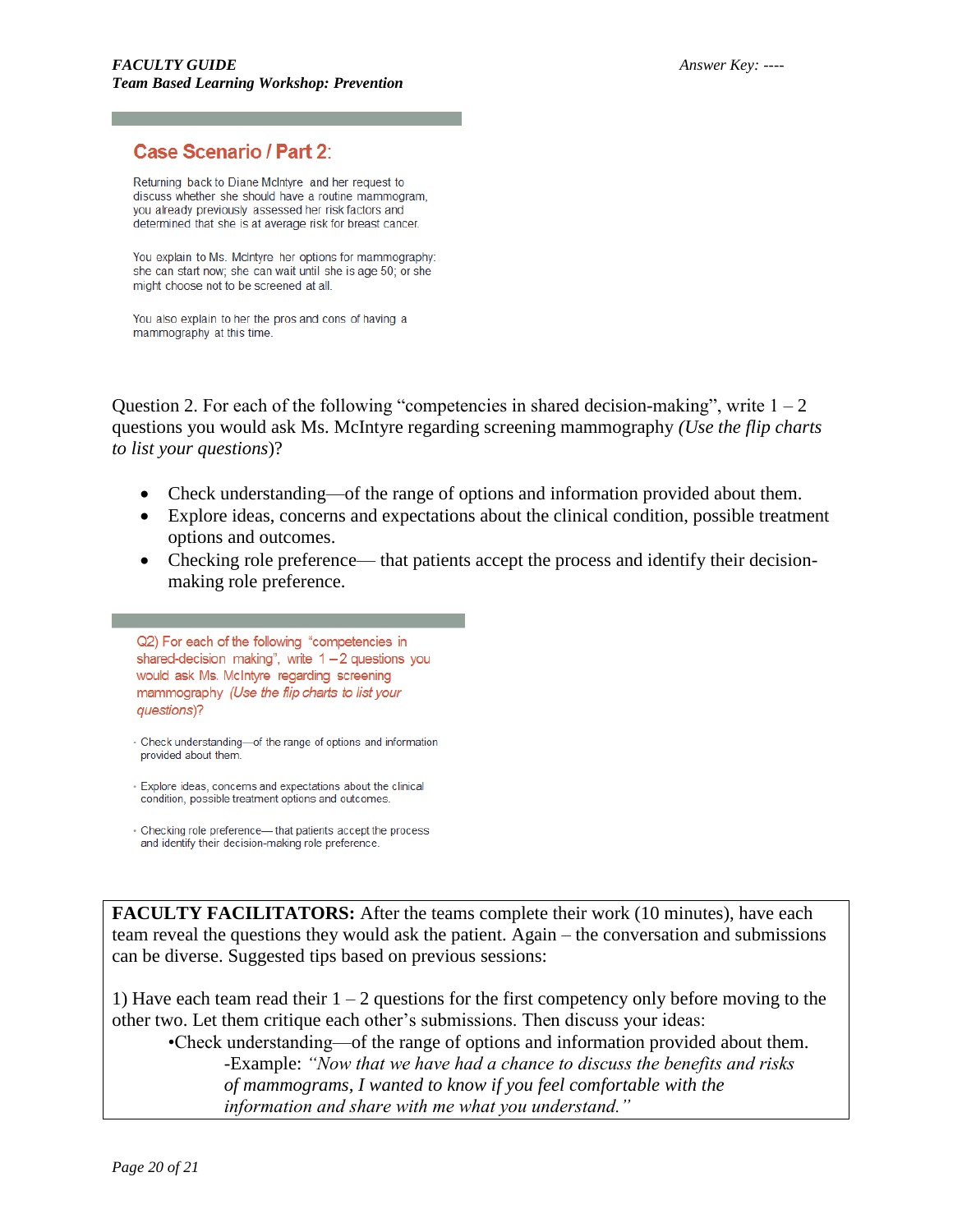## Case Scenario / Part 2:

Returning back to Diane McIntyre and her request to discuss whether she should have a routine mammogram, you already previously assessed her risk factors and determined that she is at average risk for breast cancer.

You explain to Ms. McIntyre her options for mammography: she can start now; she can wait until she is age 50; or she might choose not to be screened at all.

You also explain to her the pros and cons of having a mammography at this time.

Question 2. For each of the following "competencies in shared decision-making", write 1 – 2 questions you would ask Ms. McIntyre regarding screening mammography *(Use the flip charts to list your questions)*?

- Check understanding—of the range of options and information provided about them.
- Explore ideas, concerns and expectations about the clinical condition, possible treatment options and outcomes.
- Checking role preference— that patients accept the process and identify their decision-making role preference.

Q2) For each of the following "competencies in shared-decision making", write 1 – 2 questions you would ask Ms. McIntyre regarding screening mammography *(Use the flip charts to list your questions)*?

- Check understanding—of the range of options and information provided about them.
- Explore ideas, concerns and expectations about the clinical condition, possible treatment options and outcomes.
- Checking role preference— that patients accept the process and identify their decision-making role preference.

**FACULTY FACILITATORS:** After the teams complete their work (10 minutes), have each team reveal the questions they would ask the patient. Again – the conversation and submissions can be diverse. Suggested tips based on previous sessions:

1) Have each team read their 1 – 2 questions for the first competency only before moving to the other two. Let them critique each other's submissions. Then discuss your ideas:

- Check understanding—of the range of options and information provided about them.
  - -Example: *"Now that we have had a chance to discuss the benefits and risks of mammograms, I wanted to know if you feel comfortable with the information and share with me what you understand."*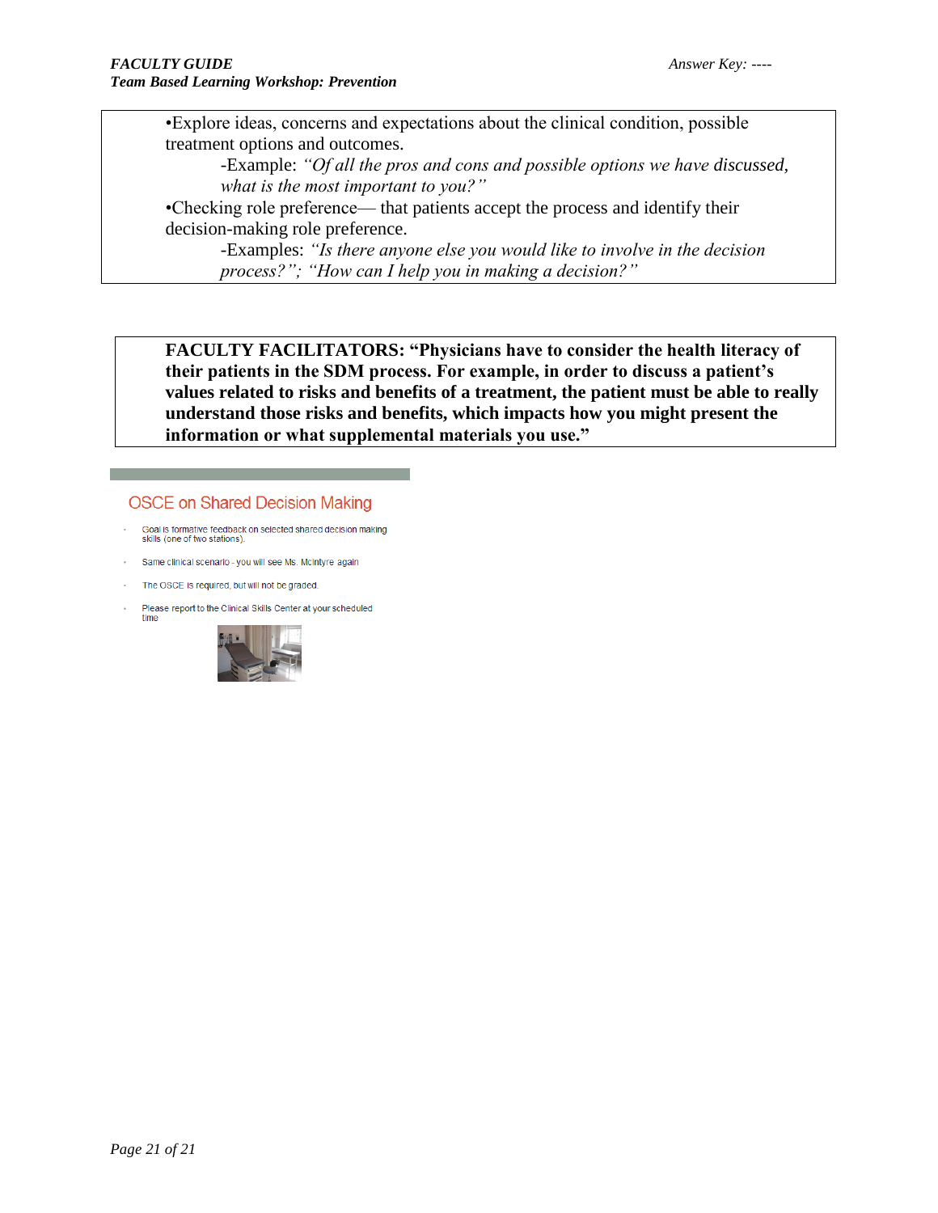•Explore ideas, concerns and expectations about the clinical condition, possible treatment options and outcomes.

-Example: *"Of all the pros and cons and possible options we have discussed, what is the most important to you?"*

•Checking role preference— that patients accept the process and identify their decision-making role preference.

-Examples: *"Is there anyone else you would like to involve in the decision process?"; "How can I help you in making a decision?"*

**FACULTY FACILITATORS: "Physicians have to consider the health literacy of their patients in the SDM process. For example, in order to discuss a patient's values related to risks and benefits of a treatment, the patient must be able to really understand those risks and benefits, which impacts how you might present the information or what supplemental materials you use."**

## OSCE on Shared Decision Making

- Goal is formative feedback on selected shared decision making skills (one of two stations).
- Same clinical scenario - you will see Ms. McIntyre again
- The OSCE is required, but will not be graded.
- Please report to the Clinical Skills Center at your scheduled time